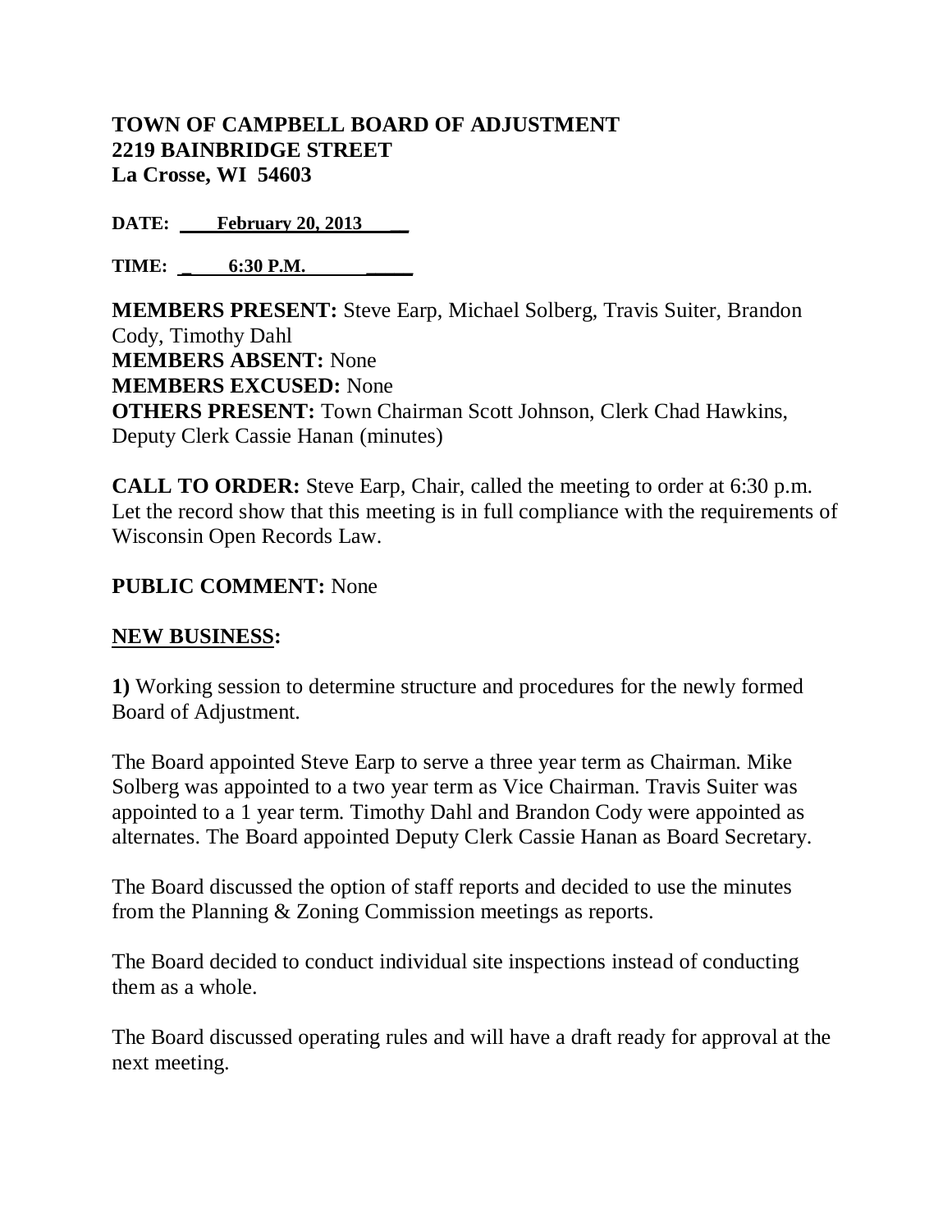**TOWN OF CAMPBELL BOARD OF ADJUSTMENT**
**2219 BAINBRIDGE STREET**
**La Crosse, WI 54603**

**DATE: February 20, 2013**

**TIME: 6:30 P.M.**

**MEMBERS PRESENT:** Steve Earp, Michael Solberg, Travis Suiter, Brandon Cody, Timothy Dahl
**MEMBERS ABSENT:** None
**MEMBERS EXCUSED:** None
**OTHERS PRESENT:** Town Chairman Scott Johnson, Clerk Chad Hawkins, Deputy Clerk Cassie Hanan (minutes)

**CALL TO ORDER:** Steve Earp, Chair, called the meeting to order at 6:30 p.m. Let the record show that this meeting is in full compliance with the requirements of Wisconsin Open Records Law.

**PUBLIC COMMENT:** None

**NEW BUSINESS:**

**1)** Working session to determine structure and procedures for the newly formed Board of Adjustment.

The Board appointed Steve Earp to serve a three year term as Chairman. Mike Solberg was appointed to a two year term as Vice Chairman. Travis Suiter was appointed to a 1 year term. Timothy Dahl and Brandon Cody were appointed as alternates. The Board appointed Deputy Clerk Cassie Hanan as Board Secretary.

The Board discussed the option of staff reports and decided to use the minutes from the Planning & Zoning Commission meetings as reports.

The Board decided to conduct individual site inspections instead of conducting them as a whole.

The Board discussed operating rules and will have a draft ready for approval at the next meeting.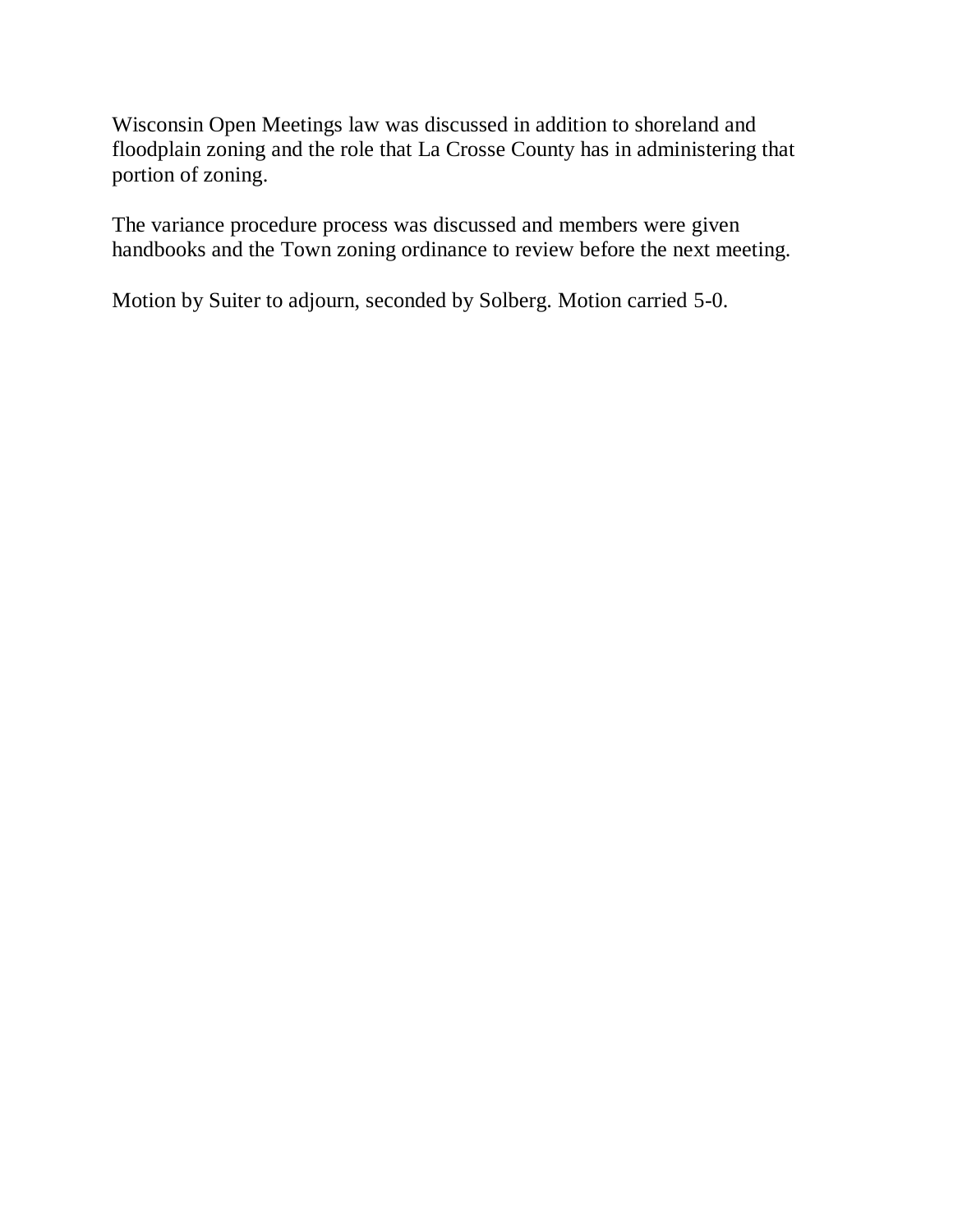Wisconsin Open Meetings law was discussed in addition to shoreland and floodplain zoning and the role that La Crosse County has in administering that portion of zoning.

The variance procedure process was discussed and members were given handbooks and the Town zoning ordinance to review before the next meeting.

Motion by Suiter to adjourn, seconded by Solberg. Motion carried 5-0.